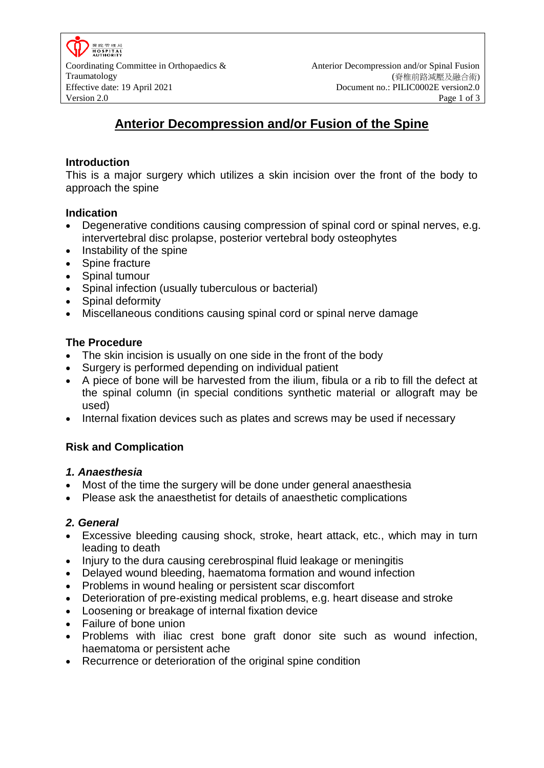# Anterior Decompression and/or Fusion of the Spine

### Introduction

This is a major surgery which utilizes a skin incision over the front of the body to approach the spine

### Indication

- Degenerative conditions causing compression of spinal cord or spinal nerves, e.g. intervertebral disc prolapse, posterior vertebral body osteophytes
- Instability of the spine
- Spine fracture
- Spinal tumour
- Spinal infection (usually tuberculous or bacterial)
- Spinal deformity
- Miscellaneous conditions causing spinal cord or spinal nerve damage

### The Procedure

- The skin incision is usually on one side in the front of the body
- Surgery is performed depending on individual patient
- A piece of bone will be harvested from the ilium, fibula or a rib to fill the defect at the spinal column (in special conditions synthetic material or allograft may be used)
- Internal fixation devices such as plates and screws may be used if necessary

### Risk and Complication

#### *1. Anaesthesia*

- Most of the time the surgery will be done under general anaesthesia
- Please ask the anaesthetist for details of anaesthetic complications

#### *2. General*

- Excessive bleeding causing shock, stroke, heart attack, etc., which may in turn leading to death
- Injury to the dura causing cerebrospinal fluid leakage or meningitis
- Delayed wound bleeding, haematoma formation and wound infection
- Problems in wound healing or persistent scar discomfort
- Deterioration of pre-existing medical problems, e.g. heart disease and stroke
- Loosening or breakage of internal fixation device
- Failure of bone union
- Problems with iliac crest bone graft donor site such as wound infection, haematoma or persistent ache
- Recurrence or deterioration of the original spine condition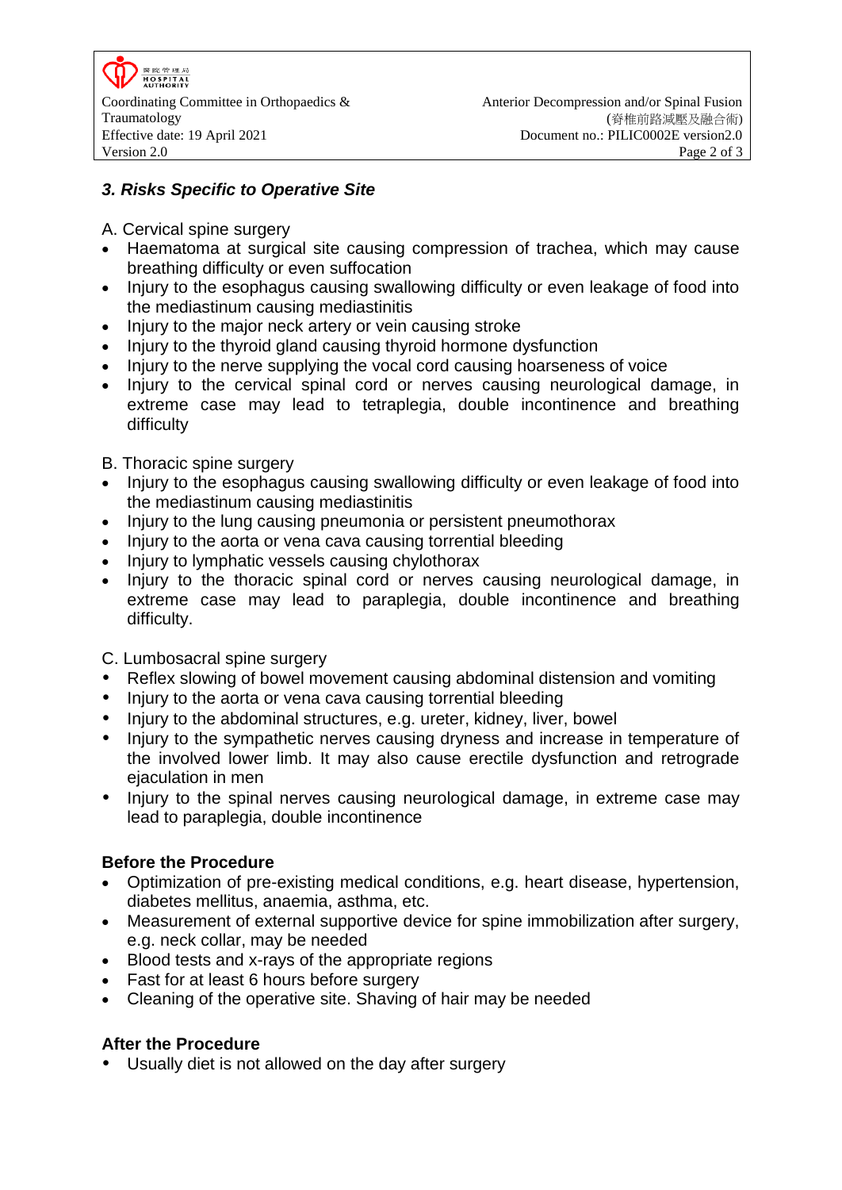### *3. Risks Specific to Operative Site*

A. Cervical spine surgery

- Haematoma at surgical site causing compression of trachea, which may cause breathing difficulty or even suffocation
- Injury to the esophagus causing swallowing difficulty or even leakage of food into the mediastinum causing mediastinitis
- Injury to the major neck artery or vein causing stroke
- Injury to the thyroid gland causing thyroid hormone dysfunction
- Injury to the nerve supplying the vocal cord causing hoarseness of voice
- Injury to the cervical spinal cord or nerves causing neurological damage, in extreme case may lead to tetraplegia, double incontinence and breathing difficulty

B. Thoracic spine surgery

- Injury to the esophagus causing swallowing difficulty or even leakage of food into the mediastinum causing mediastinitis
- Injury to the lung causing pneumonia or persistent pneumothorax
- Injury to the aorta or vena cava causing torrential bleeding
- Injury to lymphatic vessels causing chylothorax
- Injury to the thoracic spinal cord or nerves causing neurological damage, in extreme case may lead to paraplegia, double incontinence and breathing difficulty.

C. Lumbosacral spine surgery

- Reflex slowing of bowel movement causing abdominal distension and vomiting
- Injury to the aorta or vena cava causing torrential bleeding
- Injury to the abdominal structures, e.g. ureter, kidney, liver, bowel
- Injury to the sympathetic nerves causing dryness and increase in temperature of the involved lower limb. It may also cause erectile dysfunction and retrograde ejaculation in men
- Injury to the spinal nerves causing neurological damage, in extreme case may lead to paraplegia, double incontinence

### Before the Procedure

- Optimization of pre-existing medical conditions, e.g. heart disease, hypertension, diabetes mellitus, anaemia, asthma, etc.
- Measurement of external supportive device for spine immobilization after surgery, e.g. neck collar, may be needed
- Blood tests and x-rays of the appropriate regions
- Fast for at least 6 hours before surgery
- Cleaning of the operative site. Shaving of hair may be needed

### After the Procedure

- Usually diet is not allowed on the day after surgery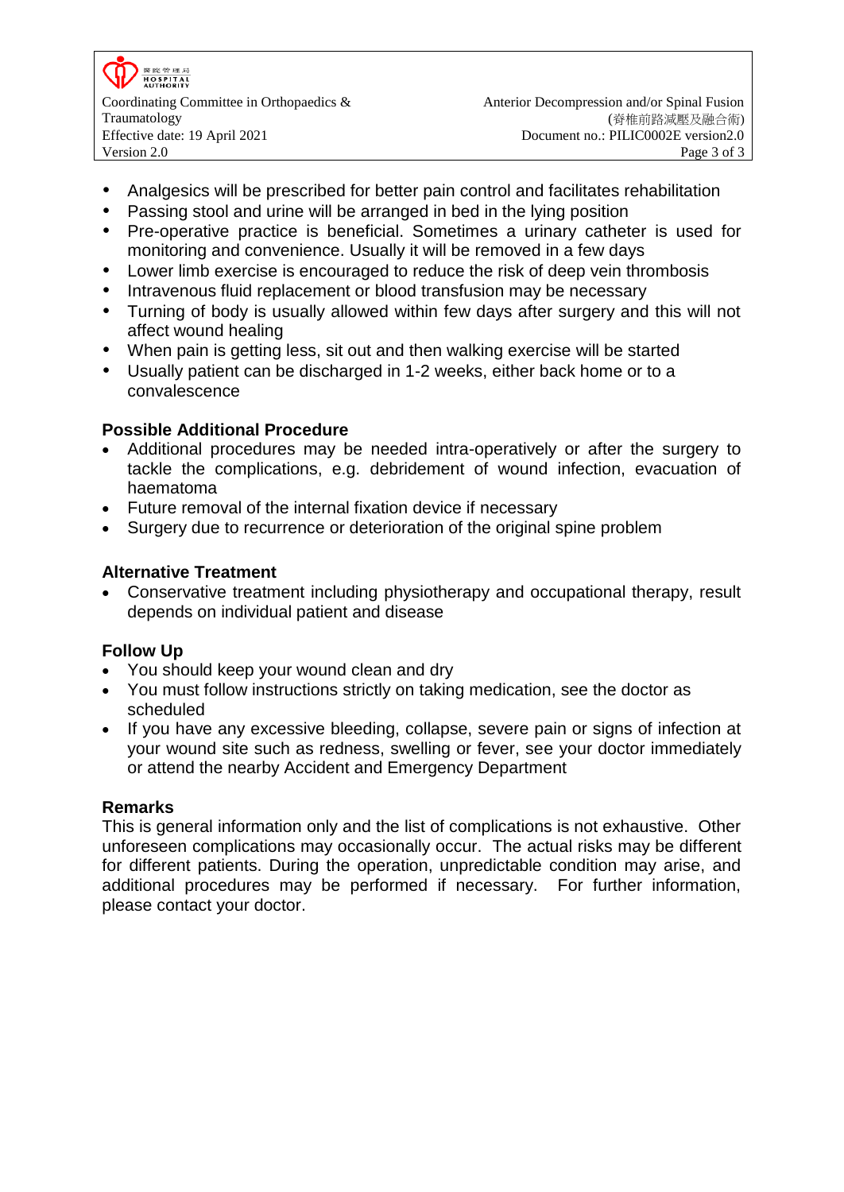- Analgesics will be prescribed for better pain control and facilitates rehabilitation
- Passing stool and urine will be arranged in bed in the lying position
- Pre-operative practice is beneficial. Sometimes a urinary catheter is used for monitoring and convenience. Usually it will be removed in a few days
- Lower limb exercise is encouraged to reduce the risk of deep vein thrombosis
- Intravenous fluid replacement or blood transfusion may be necessary
- Turning of body is usually allowed within few days after surgery and this will not affect wound healing
- When pain is getting less, sit out and then walking exercise will be started
- Usually patient can be discharged in 1-2 weeks, either back home or to a convalescence

### Possible Additional Procedure

- Additional procedures may be needed intra-operatively or after the surgery to tackle the complications, e.g. debridement of wound infection, evacuation of haematoma
- Future removal of the internal fixation device if necessary
- Surgery due to recurrence or deterioration of the original spine problem

### Alternative Treatment

- Conservative treatment including physiotherapy and occupational therapy, result depends on individual patient and disease

### Follow Up

- You should keep your wound clean and dry
- You must follow instructions strictly on taking medication, see the doctor as scheduled
- If you have any excessive bleeding, collapse, severe pain or signs of infection at your wound site such as redness, swelling or fever, see your doctor immediately or attend the nearby Accident and Emergency Department

### Remarks

This is general information only and the list of complications is not exhaustive. Other unforeseen complications may occasionally occur. The actual risks may be different for different patients. During the operation, unpredictable condition may arise, and additional procedures may be performed if necessary. For further information, please contact your doctor.